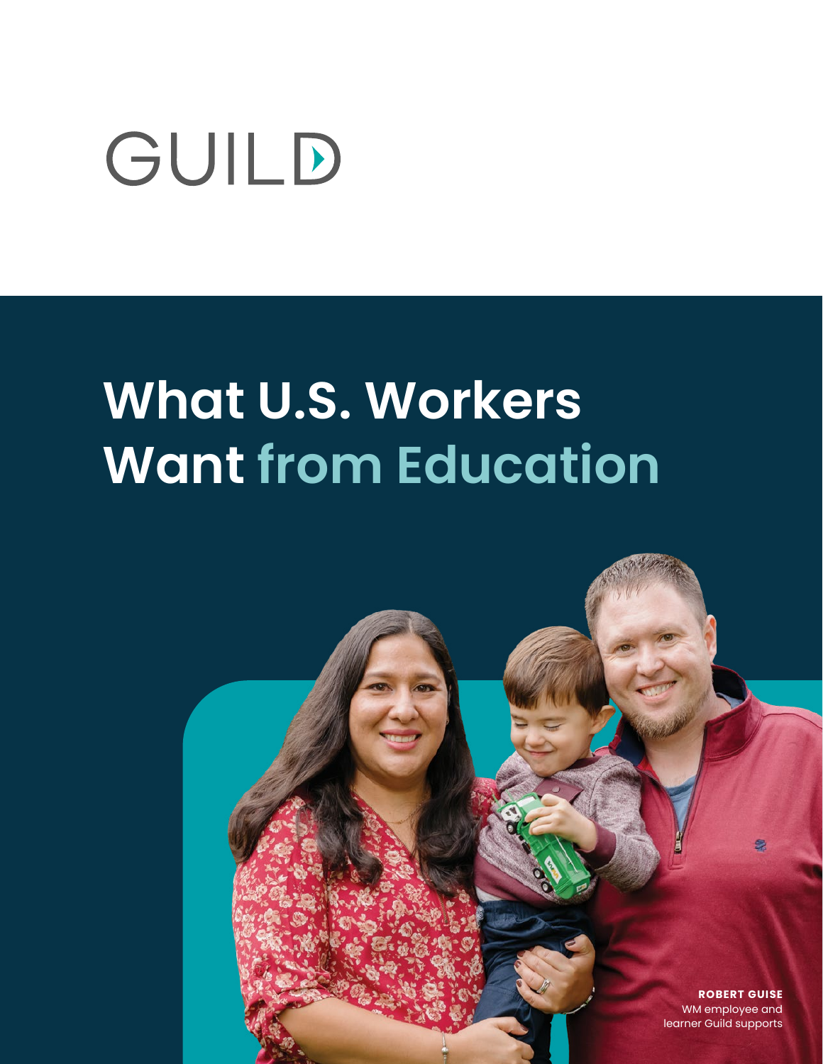GUILD

# What U.S. Workers Want from Education

**ROBERT GUISE**
WM employee and learner Guild supports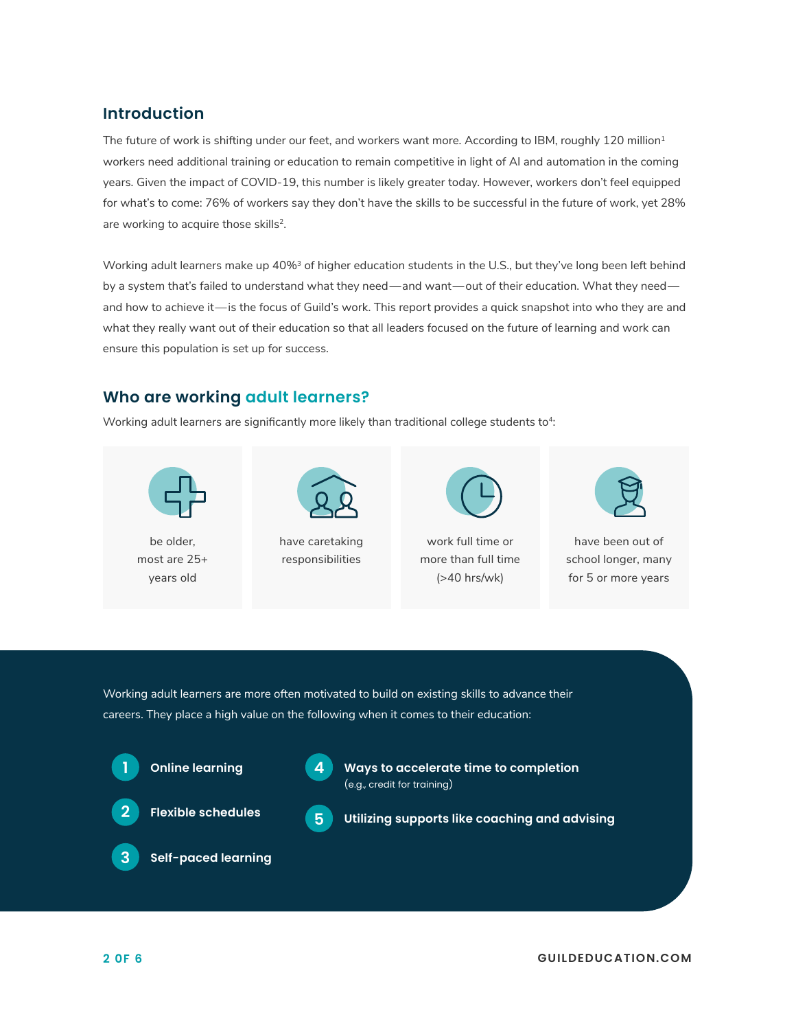## Introduction

The future of work is shifting under our feet, and workers want more. According to IBM, roughly 120 million[1] workers need additional training or education to remain competitive in light of AI and automation in the coming years. Given the impact of COVID-19, this number is likely greater today. However, workers don't feel equipped for what's to come: 76% of workers say they don't have the skills to be successful in the future of work, yet 28% are working to acquire those skills[2].

Working adult learners make up 40%[3] of higher education students in the U.S., but they've long been left behind by a system that's failed to understand what they need—and want—out of their education. What they need—and how to achieve it—is the focus of Guild's work. This report provides a quick snapshot into who they are and what they really want out of their education so that all leaders focused on the future of learning and work can ensure this population is set up for success.

## Who are working adult learners?

Working adult learners are significantly more likely than traditional college students to[4]:

- be older, most are 25+ years old
- have caretaking responsibilities
- work full time or more than full time (>40 hrs/wk)
- have been out of school longer, many for 5 or more years

Working adult learners are more often motivated to build on existing skills to advance their careers. They place a high value on the following when it comes to their education:

1. **Online learning**
2. **Flexible schedules**
3. **Self-paced learning**
4. **Ways to accelerate time to completion** (e.g., credit for training)
5. **Utilizing supports like coaching and advising**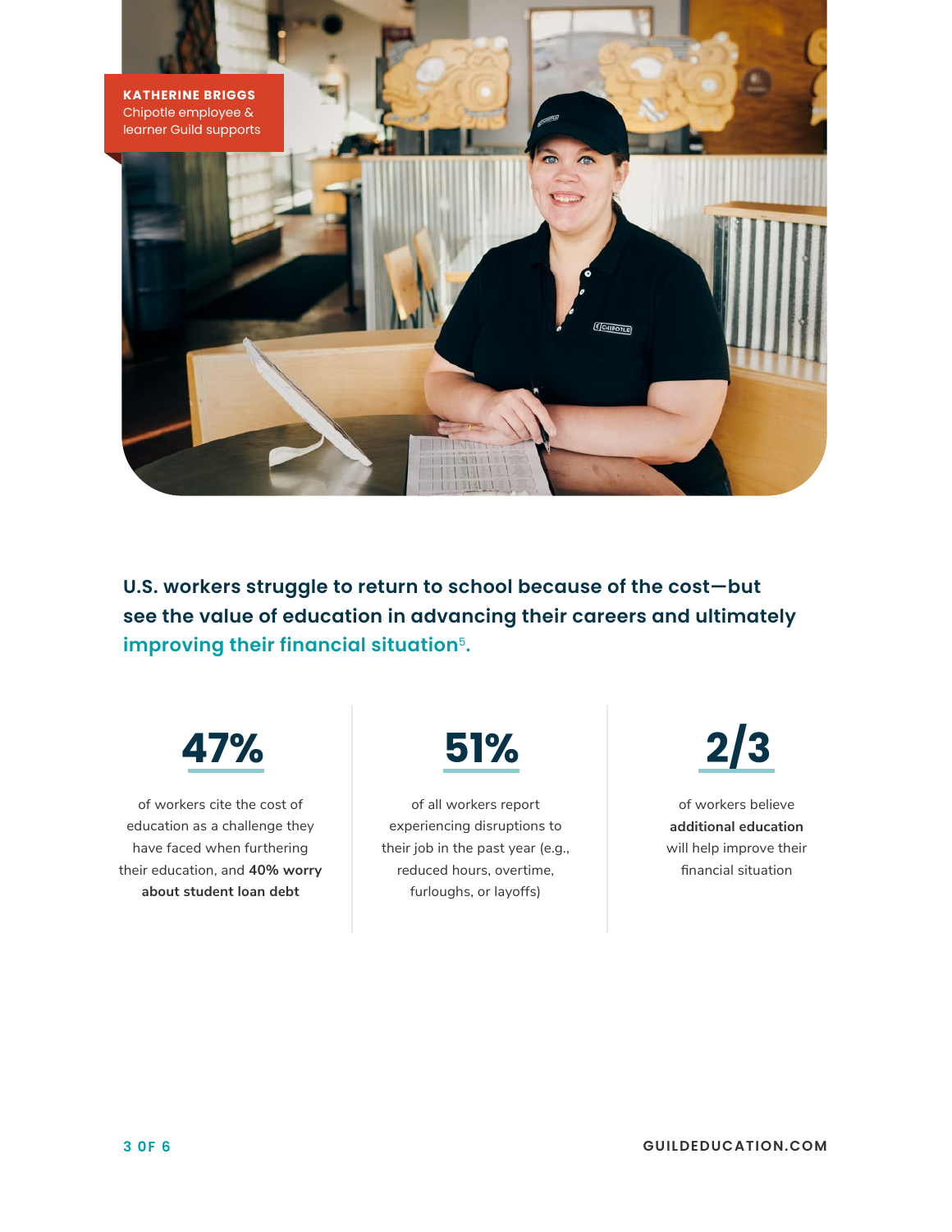**KATHERINE BRIGGS**
Chipotle employee & learner Guild supports

## U.S. workers struggle to return to school because of the cost—but see the value of education in advancing their careers and ultimately improving their financial situation[5].

**47%**

of workers cite the cost of education as a challenge they have faced when furthering their education, and **40% worry about student loan debt**

**51%**

of all workers report experiencing disruptions to their job in the past year (e.g., reduced hours, overtime, furloughs, or layoffs)

**2/3**

of workers believe **additional education** will help improve their financial situation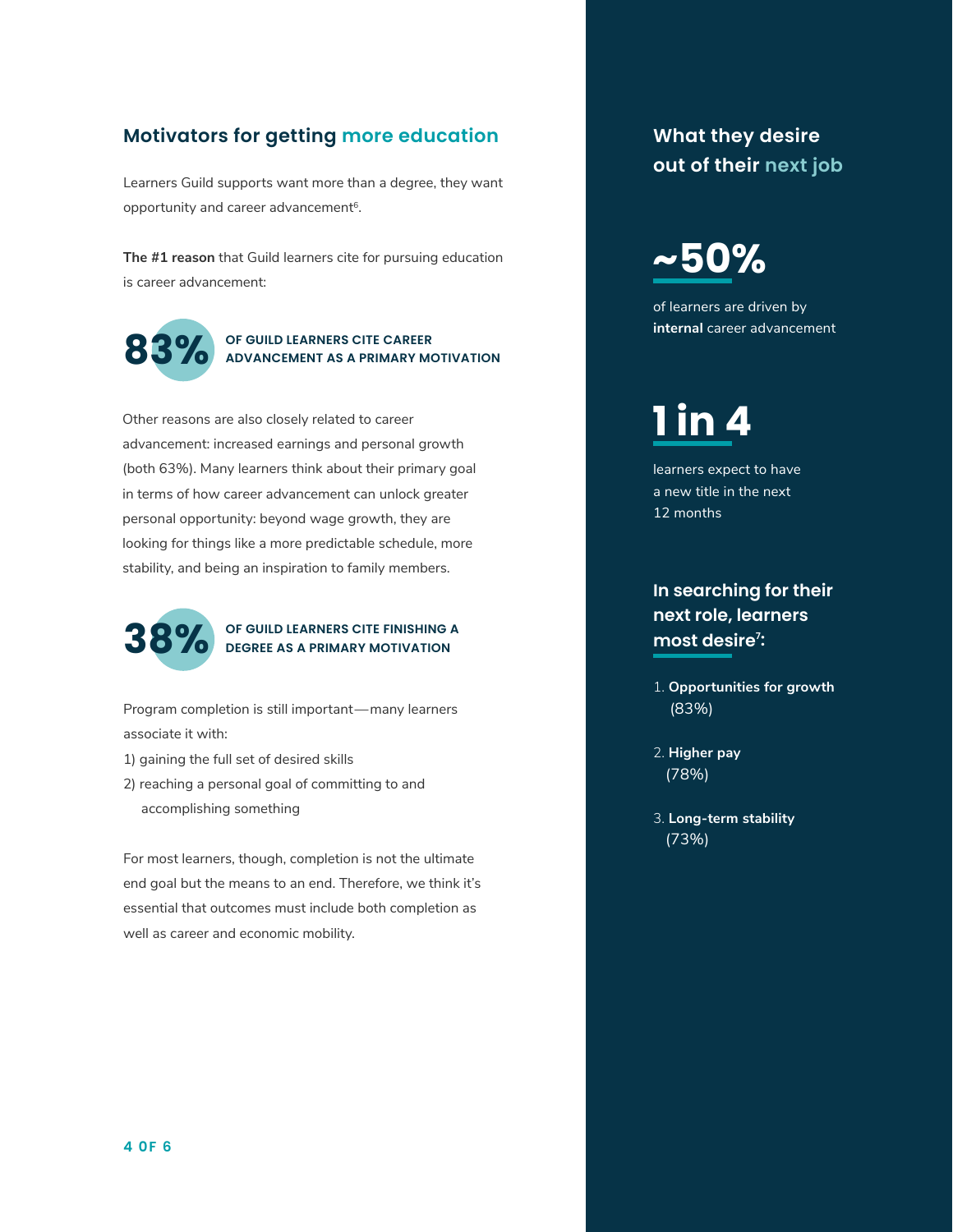## Motivators for getting more education

Learners Guild supports want more than a degree, they want opportunity and career advancement[6].

**The #1 reason** that Guild learners cite for pursuing education is career advancement:

**83%** OF GUILD LEARNERS CITE CAREER ADVANCEMENT AS A PRIMARY MOTIVATION

Other reasons are also closely related to career advancement: increased earnings and personal growth (both 63%). Many learners think about their primary goal in terms of how career advancement can unlock greater personal opportunity: beyond wage growth, they are looking for things like a more predictable schedule, more stability, and being an inspiration to family members.

**38%** OF GUILD LEARNERS CITE FINISHING A DEGREE AS A PRIMARY MOTIVATION

Program completion is still important—many learners associate it with:

1) gaining the full set of desired skills
2) reaching a personal goal of committing to and accomplishing something

For most learners, though, completion is not the ultimate end goal but the means to an end. Therefore, we think it's essential that outcomes must include both completion as well as career and economic mobility.

## What they desire out of their next job

**~50%**

of learners are driven by **internal** career advancement

**1 in 4**

learners expect to have a new title in the next 12 months

### In searching for their next role, learners most desire[7]:

1. **Opportunities for growth** (83%)
2. **Higher pay** (78%)
3. **Long-term stability** (73%)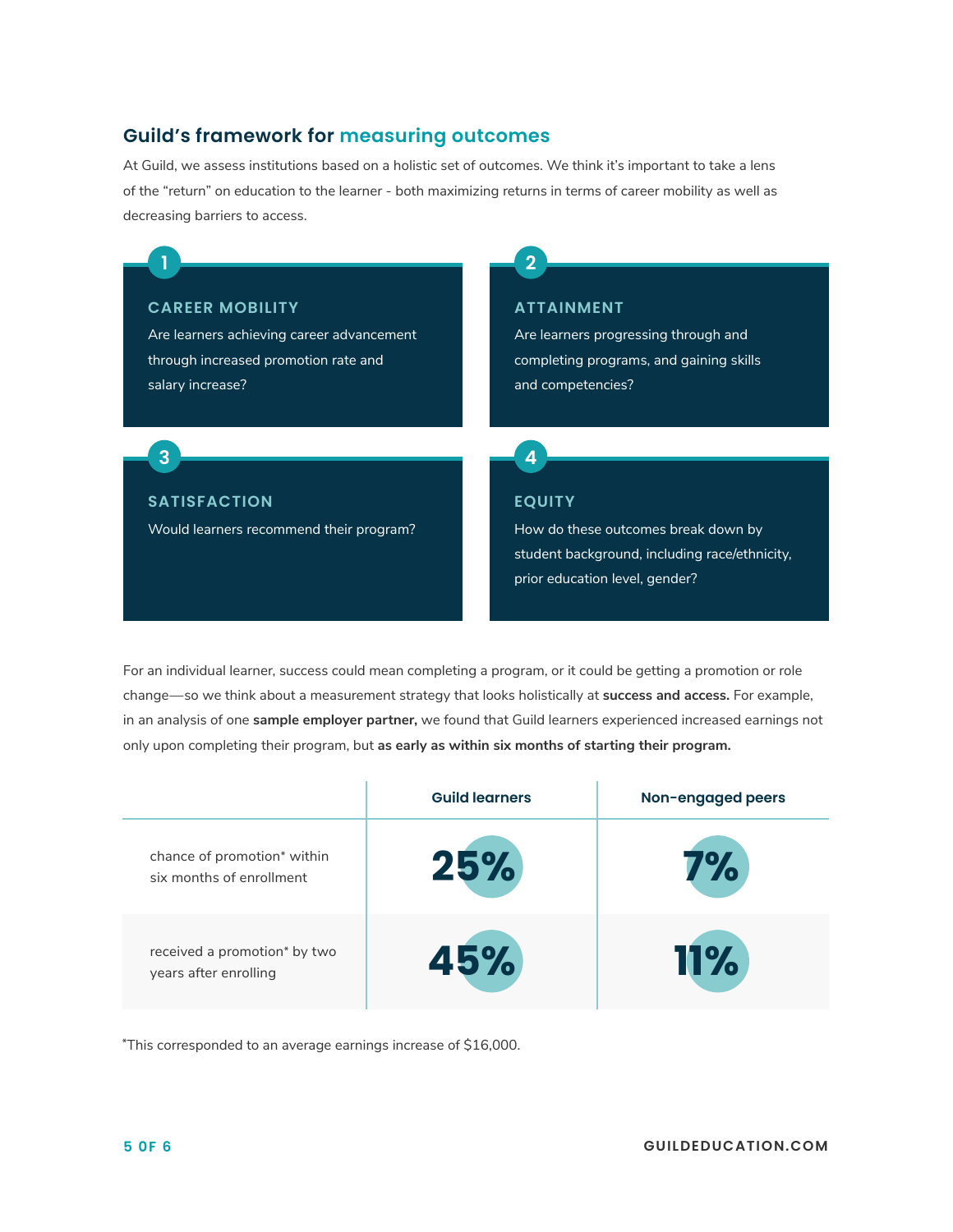## Guild's framework for measuring outcomes

At Guild, we assess institutions based on a holistic set of outcomes. We think it's important to take a lens of the "return" on education to the learner - both maximizing returns in terms of career mobility as well as decreasing barriers to access.

### 1 CAREER MOBILITY

Are learners achieving career advancement through increased promotion rate and salary increase?

### 2 ATTAINMENT

Are learners progressing through and completing programs, and gaining skills and competencies?

### 3 SATISFACTION

Would learners recommend their program?

### 4 EQUITY

How do these outcomes break down by student background, including race/ethnicity, prior education level, gender?

For an individual learner, success could mean completing a program, or it could be getting a promotion or role change—so we think about a measurement strategy that looks holistically at **success and access.** For example, in an analysis of one **sample employer partner,** we found that Guild learners experienced increased earnings not only upon completing their program, but **as early as within six months of starting their program.**

| | Guild learners | Non-engaged peers |
|---|---|---|
| chance of promotion* within six months of enrollment | 25% | 7% |
| received a promotion* by two years after enrolling | 45% | 11% |

*This corresponded to an average earnings increase of $16,000.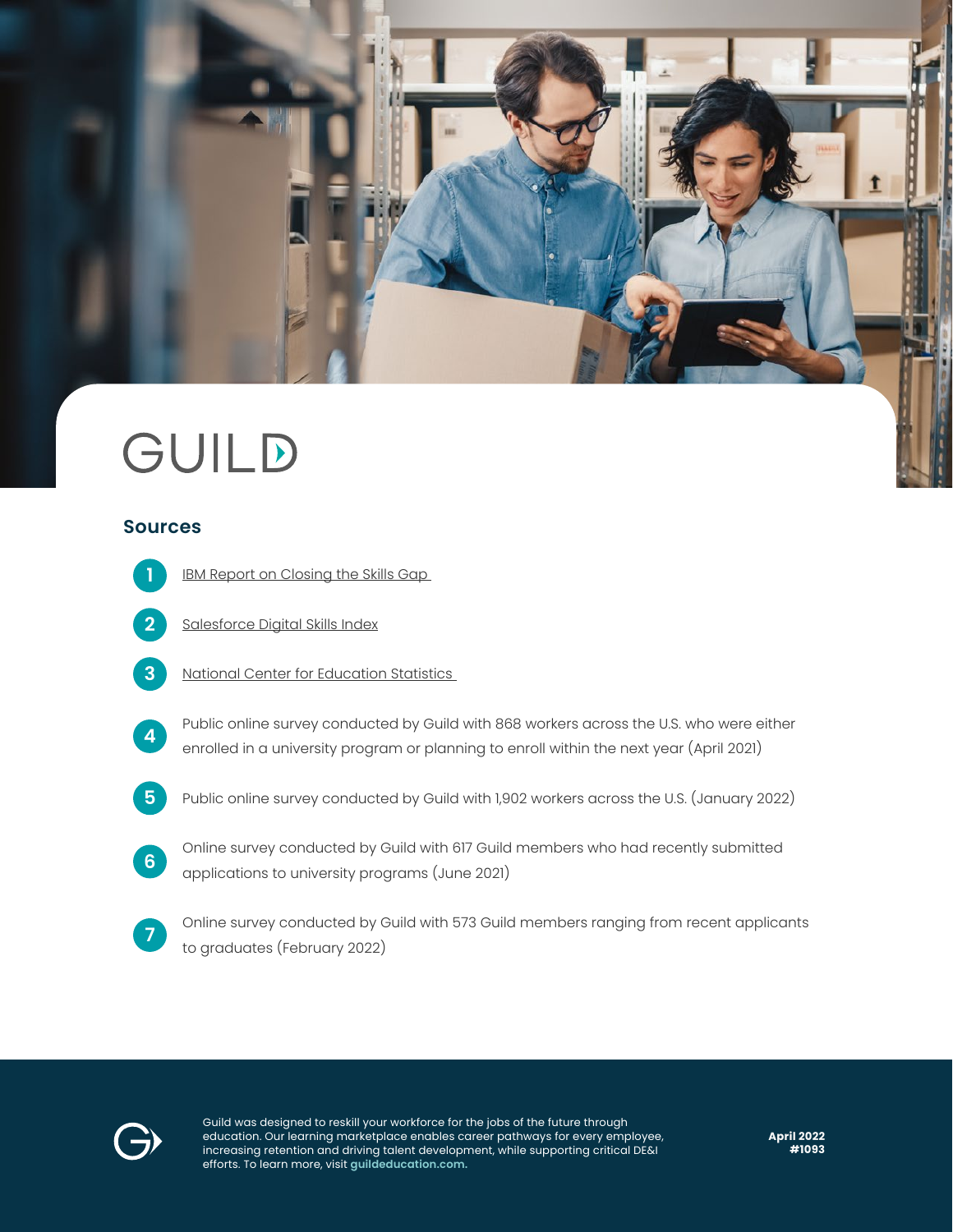GUILD

## Sources

1. IBM Report on Closing the Skills Gap
2. Salesforce Digital Skills Index
3. National Center for Education Statistics
4. Public online survey conducted by Guild with 868 workers across the U.S. who were either enrolled in a university program or planning to enroll within the next year (April 2021)
5. Public online survey conducted by Guild with 1,902 workers across the U.S. (January 2022)
6. Online survey conducted by Guild with 617 Guild members who had recently submitted applications to university programs (June 2021)
7. Online survey conducted by Guild with 573 Guild members ranging from recent applicants to graduates (February 2022)

Guild was designed to reskill your workforce for the jobs of the future through education. Our learning marketplace enables career pathways for every employee, increasing retention and driving talent development, while supporting critical DE&I efforts. To learn more, visit **guildeducation.com.**

**April 2022**
**#1093**